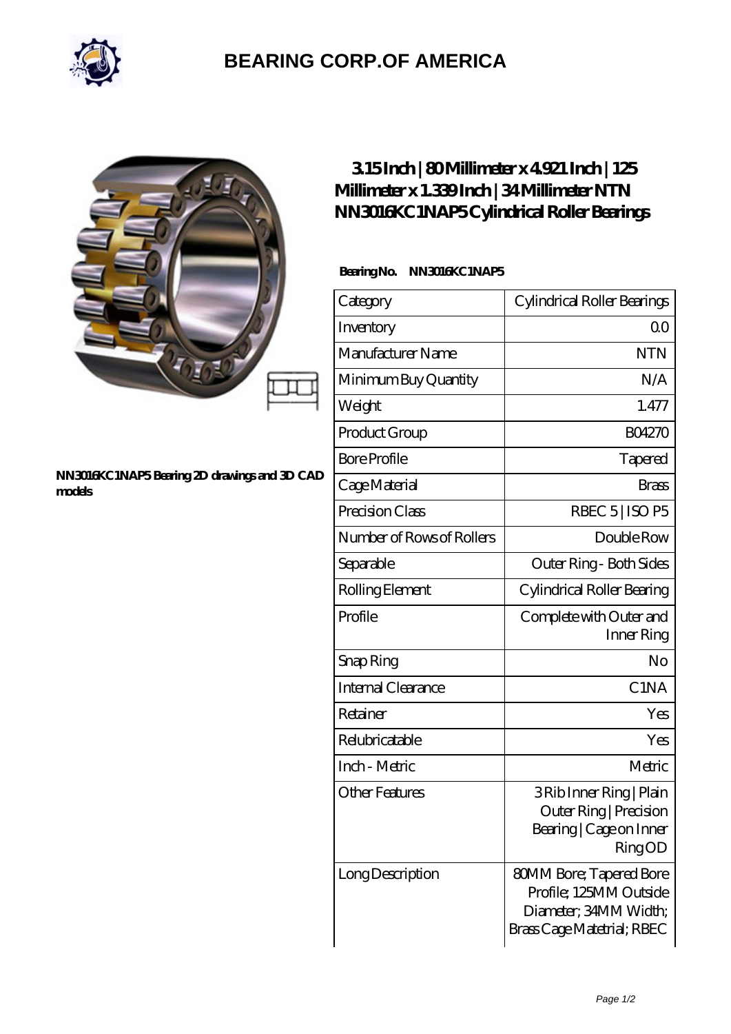# BEARING CORP.OF AMERICA

**NN3016KC1NAP5 Bearing 2D drawings and 3D CAD models**

## 3.15 Inch | 80 Millimeter x 4.921 Inch | 125 Millimeter x 1.339 Inch | 34 Millimeter NTN NN3016KC1NAP5 Cylindrical Roller Bearings

**Bearing No. NN3016KC1NAP5**

| Category | Cylindrical Roller Bearings |
|---|---|
| Inventory | 0.0 |
| Manufacturer Name | NTN |
| Minimum Buy Quantity | N/A |
| Weight | 1.477 |
| Product Group | B04270 |
| Bore Profile | Tapered |
| Cage Material | Brass |
| Precision Class | RBEC 5 \| ISO P5 |
| Number of Rows of Rollers | Double Row |
| Separable | Outer Ring - Both Sides |
| Rolling Element | Cylindrical Roller Bearing |
| Profile | Complete with Outer and Inner Ring |
| Snap Ring | No |
| Internal Clearance | C1NA |
| Retainer | Yes |
| Relubricatable | Yes |
| Inch - Metric | Metric |
| Other Features | 3 Rib Inner Ring \| Plain Outer Ring \| Precision Bearing \| Cage on Inner Ring OD |
| Long Description | 80MM Bore; Tapered Bore Profile; 125MM Outside Diameter; 34MM Width; Brass Cage Matetrial; RBEC |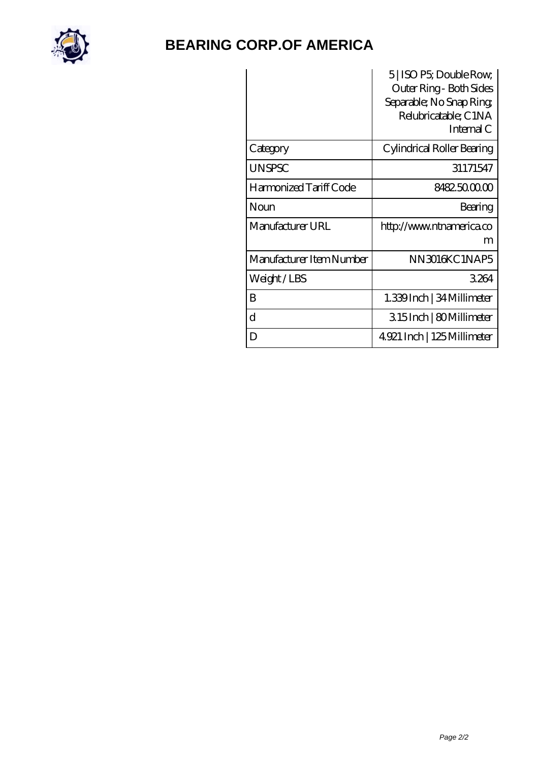| | |
|---|---|
| | 5 \| ISO P5; Double Row; Outer Ring - Both Sides Separable; No Snap Ring; Relubricatable; C1NA Internal C |
| Category | Cylindrical Roller Bearing |
| UNSPSC | 31171547 |
| Harmonized Tariff Code | 8482.50.00.00 |
| Noun | Bearing |
| Manufacturer URL | http://www.ntnamerica.com |
| Manufacturer Item Number | NN3016KC1NAP5 |
| Weight / LBS | 3.264 |
| B | 1.339 Inch \| 34 Millimeter |
| d | 3.15 Inch \| 80 Millimeter |
| D | 4.921 Inch \| 125 Millimeter |